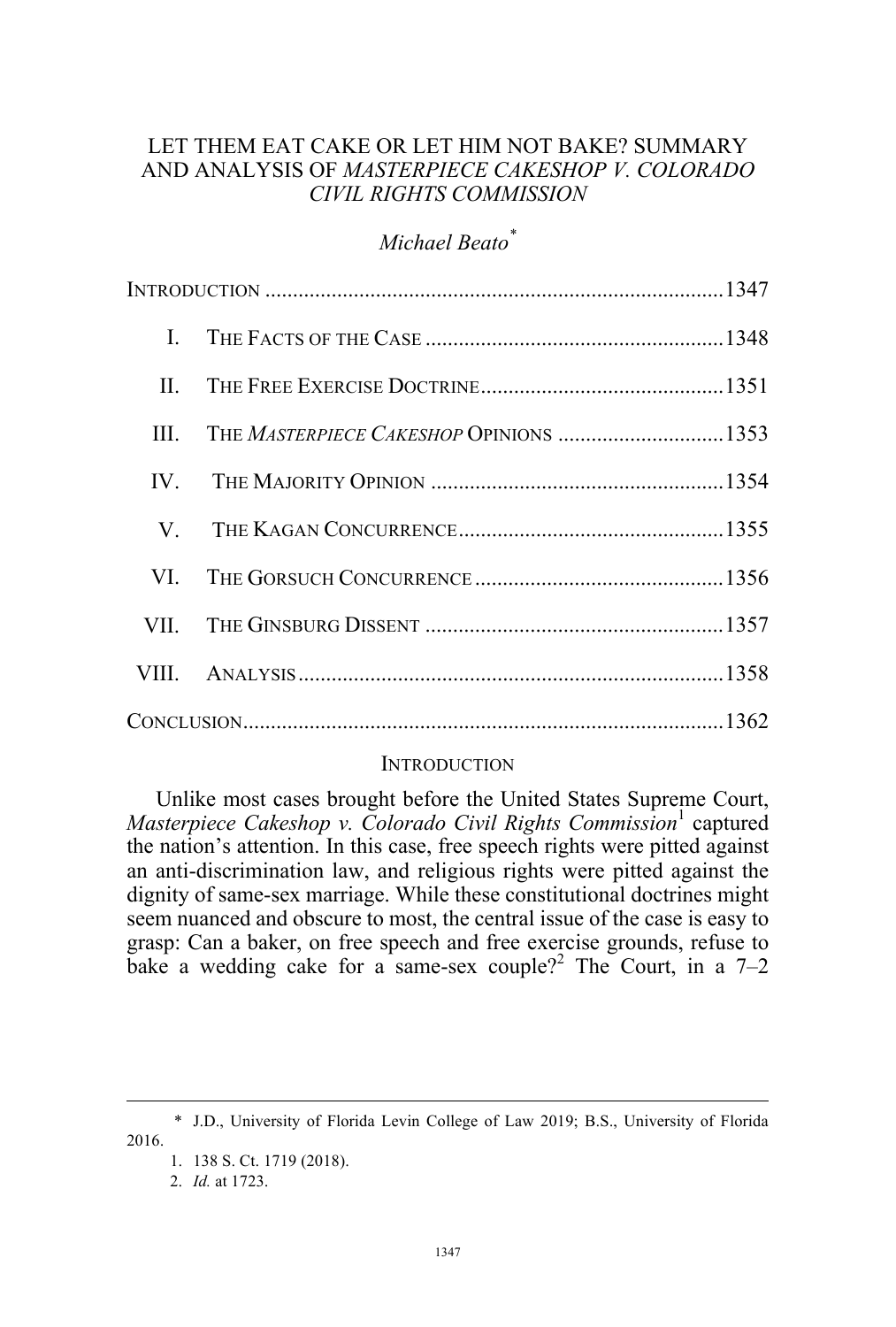# LET THEM EAT CAKE OR LET HIM NOT BAKE? SUMMARY AND ANALYSIS OF *MASTERPIECE CAKESHOP V. COLORADO CIVIL RIGHTS COMMISSION*

*Michael Beato*[*]

INTRODUCTION .................................................................................1347

I. THE FACTS OF THE CASE .....................................................1348

II. THE FREE EXERCISE DOCTRINE............................................1351

III. THE *MASTERPIECE CAKESHOP* OPINIONS .............................1353

IV. THE MAJORITY OPINION .....................................................1354

V. THE KAGAN CONCURRENCE................................................1355

VI. THE GORSUCH CONCURRENCE ............................................1356

VII. THE GINSBURG DISSENT ......................................................1357

VIII. ANALYSIS ............................................................................1358

CONCLUSION.....................................................................................1362

## INTRODUCTION

Unlike most cases brought before the United States Supreme Court, *Masterpiece Cakeshop v. Colorado Civil Rights Commission*[1] captured the nation's attention. In this case, free speech rights were pitted against an anti-discrimination law, and religious rights were pitted against the dignity of same-sex marriage. While these constitutional doctrines might seem nuanced and obscure to most, the central issue of the case is easy to grasp: Can a baker, on free speech and free exercise grounds, refuse to bake a wedding cake for a same-sex couple?[2] The Court, in a 7–2

---

\* J.D., University of Florida Levin College of Law 2019; B.S., University of Florida 2016.

1. 138 S. Ct. 1719 (2018).

2. *Id.* at 1723.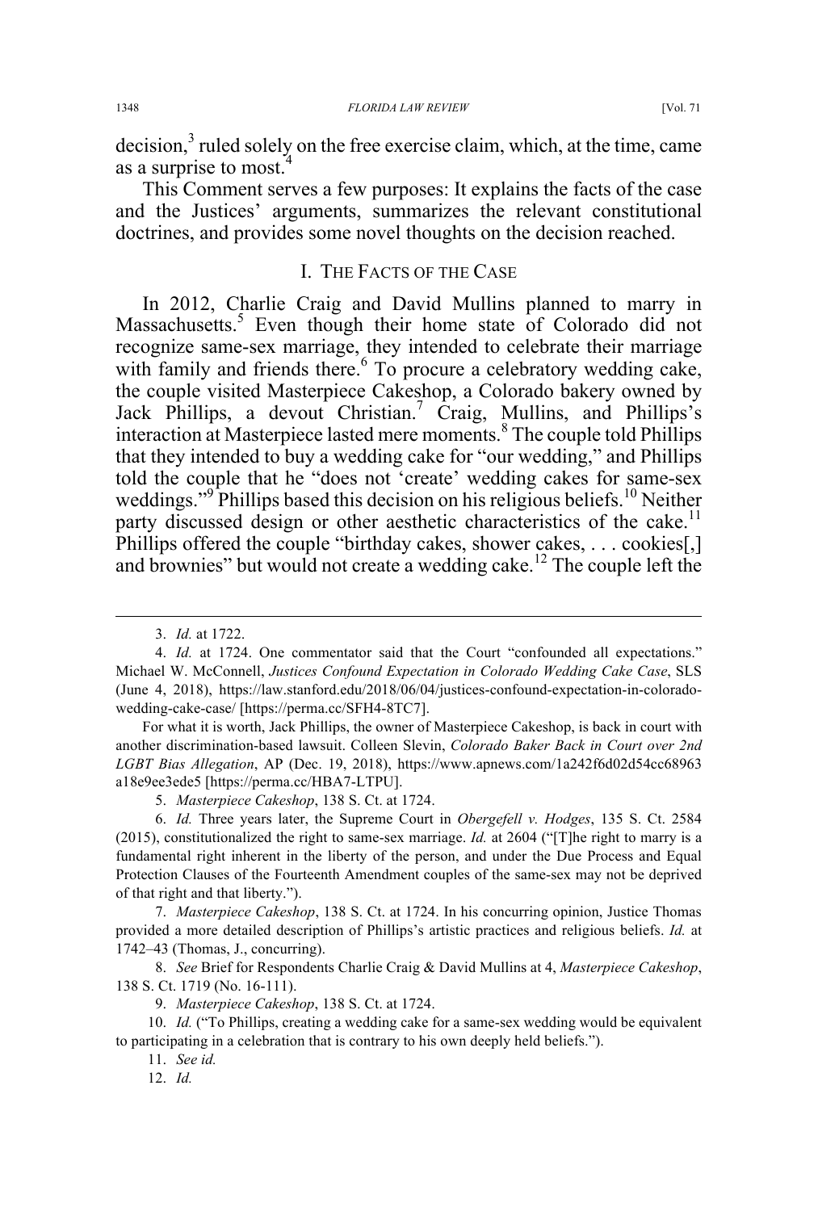decision,[3] ruled solely on the free exercise claim, which, at the time, came as a surprise to most.[4]

This Comment serves a few purposes: It explains the facts of the case and the Justices' arguments, summarizes the relevant constitutional doctrines, and provides some novel thoughts on the decision reached.

## I. The Facts of the Case

In 2012, Charlie Craig and David Mullins planned to marry in Massachusetts.[5] Even though their home state of Colorado did not recognize same-sex marriage, they intended to celebrate their marriage with family and friends there.[6] To procure a celebratory wedding cake, the couple visited Masterpiece Cakeshop, a Colorado bakery owned by Jack Phillips, a devout Christian.[7] Craig, Mullins, and Phillips's interaction at Masterpiece lasted mere moments.[8] The couple told Phillips that they intended to buy a wedding cake for "our wedding," and Phillips told the couple that he "does not 'create' wedding cakes for same-sex weddings."[9] Phillips based this decision on his religious beliefs.[10] Neither party discussed design or other aesthetic characteristics of the cake.[11] Phillips offered the couple "birthday cakes, shower cakes, . . . cookies[,] and brownies" but would not create a wedding cake.[12] The couple left the

---

3. *Id.* at 1722.

4. *Id.* at 1724. One commentator said that the Court "confounded all expectations." Michael W. McConnell, *Justices Confound Expectation in Colorado Wedding Cake Case*, SLS (June 4, 2018), https://law.stanford.edu/2018/06/04/justices-confound-expectation-in-colorado-wedding-cake-case/ [https://perma.cc/SFH4-8TC7].

For what it is worth, Jack Phillips, the owner of Masterpiece Cakeshop, is back in court with another discrimination-based lawsuit. Colleen Slevin, *Colorado Baker Back in Court over 2nd LGBT Bias Allegation*, AP (Dec. 19, 2018), https://www.apnews.com/1a242f6d02d54cc68963a18e9ee3ede5 [https://perma.cc/HBA7-LTPU].

5. *Masterpiece Cakeshop*, 138 S. Ct. at 1724.

6. *Id.* Three years later, the Supreme Court in *Obergefell v. Hodges*, 135 S. Ct. 2584 (2015), constitutionalized the right to same-sex marriage. *Id.* at 2604 ("[T]he right to marry is a fundamental right inherent in the liberty of the person, and under the Due Process and Equal Protection Clauses of the Fourteenth Amendment couples of the same-sex may not be deprived of that right and that liberty.").

7. *Masterpiece Cakeshop*, 138 S. Ct. at 1724. In his concurring opinion, Justice Thomas provided a more detailed description of Phillips's artistic practices and religious beliefs. *Id.* at 1742–43 (Thomas, J., concurring).

8. *See* Brief for Respondents Charlie Craig & David Mullins at 4, *Masterpiece Cakeshop*, 138 S. Ct. 1719 (No. 16-111).

9. *Masterpiece Cakeshop*, 138 S. Ct. at 1724.

10. *Id.* ("To Phillips, creating a wedding cake for a same-sex wedding would be equivalent to participating in a celebration that is contrary to his own deeply held beliefs.").

11. *See id.*

12. *Id.*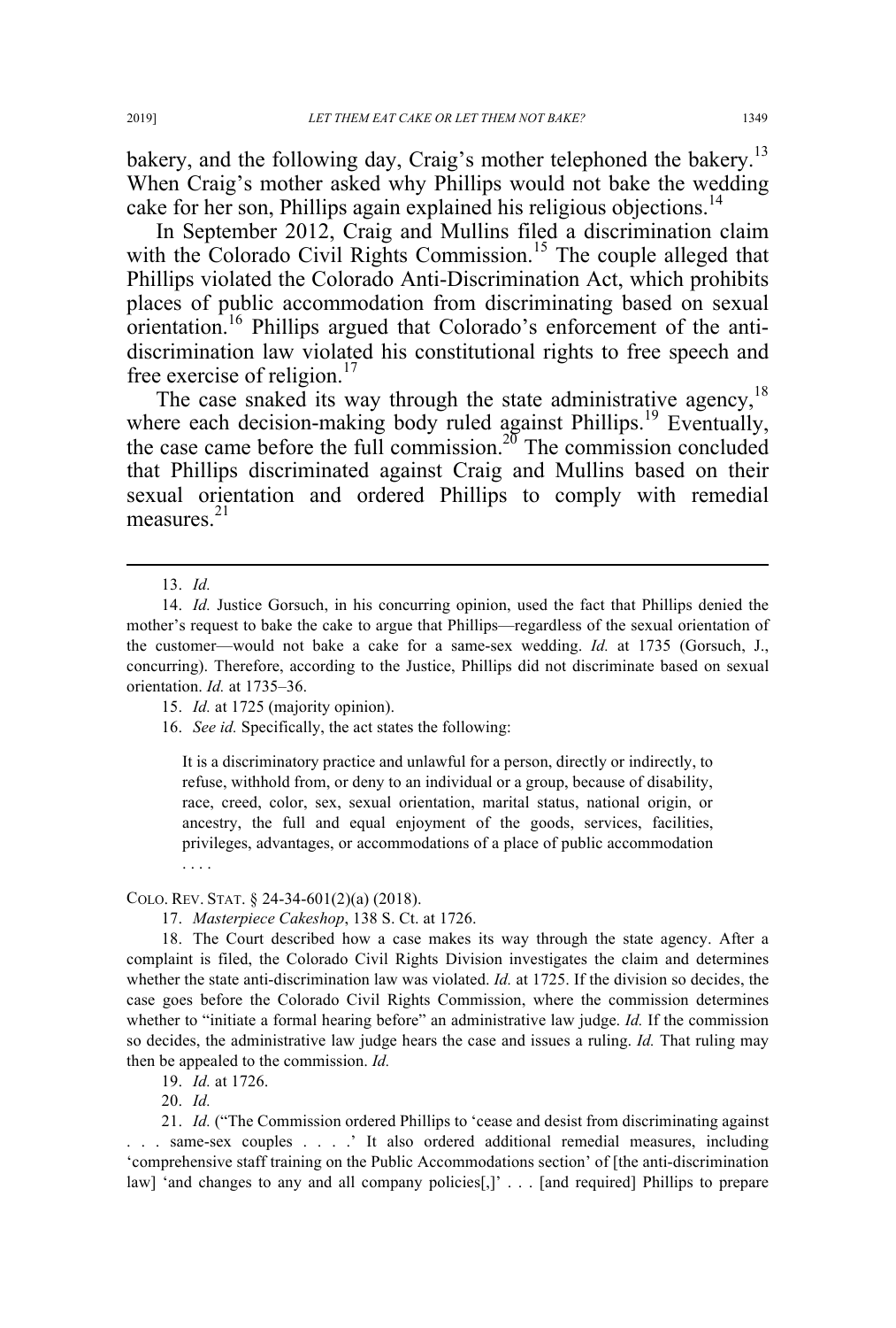bakery, and the following day, Craig's mother telephoned the bakery.[13] When Craig's mother asked why Phillips would not bake the wedding cake for her son, Phillips again explained his religious objections.[14]

In September 2012, Craig and Mullins filed a discrimination claim with the Colorado Civil Rights Commission.[15] The couple alleged that Phillips violated the Colorado Anti-Discrimination Act, which prohibits places of public accommodation from discriminating based on sexual orientation.[16] Phillips argued that Colorado's enforcement of the anti-discrimination law violated his constitutional rights to free speech and free exercise of religion.[17]

The case snaked its way through the state administrative agency,[18] where each decision-making body ruled against Phillips.[19] Eventually, the case came before the full commission.[20] The commission concluded that Phillips discriminated against Craig and Mullins based on their sexual orientation and ordered Phillips to comply with remedial measures.[21]

---

13. *Id.*

14. *Id.* Justice Gorsuch, in his concurring opinion, used the fact that Phillips denied the mother's request to bake the cake to argue that Phillips—regardless of the sexual orientation of the customer—would not bake a cake for a same-sex wedding. *Id.* at 1735 (Gorsuch, J., concurring). Therefore, according to the Justice, Phillips did not discriminate based on sexual orientation. *Id.* at 1735–36.

15. *Id.* at 1725 (majority opinion).

16. *See id.* Specifically, the act states the following:

> It is a discriminatory practice and unlawful for a person, directly or indirectly, to refuse, withhold from, or deny to an individual or a group, because of disability, race, creed, color, sex, sexual orientation, marital status, national origin, or ancestry, the full and equal enjoyment of the goods, services, facilities, privileges, advantages, or accommodations of a place of public accommodation . . . .

COLO. REV. STAT. § 24-34-601(2)(a) (2018).

17. *Masterpiece Cakeshop*, 138 S. Ct. at 1726.

18. The Court described how a case makes its way through the state agency. After a complaint is filed, the Colorado Civil Rights Division investigates the claim and determines whether the state anti-discrimination law was violated. *Id.* at 1725. If the division so decides, the case goes before the Colorado Civil Rights Commission, where the commission determines whether to "initiate a formal hearing before" an administrative law judge. *Id.* If the commission so decides, the administrative law judge hears the case and issues a ruling. *Id.* That ruling may then be appealed to the commission. *Id.*

19. *Id.* at 1726.

20. *Id.*

21. *Id.* ("The Commission ordered Phillips to 'cease and desist from discriminating against . . . same-sex couples . . . .' It also ordered additional remedial measures, including 'comprehensive staff training on the Public Accommodations section' of [the anti-discrimination law] 'and changes to any and all company policies[,]' . . . [and required] Phillips to prepare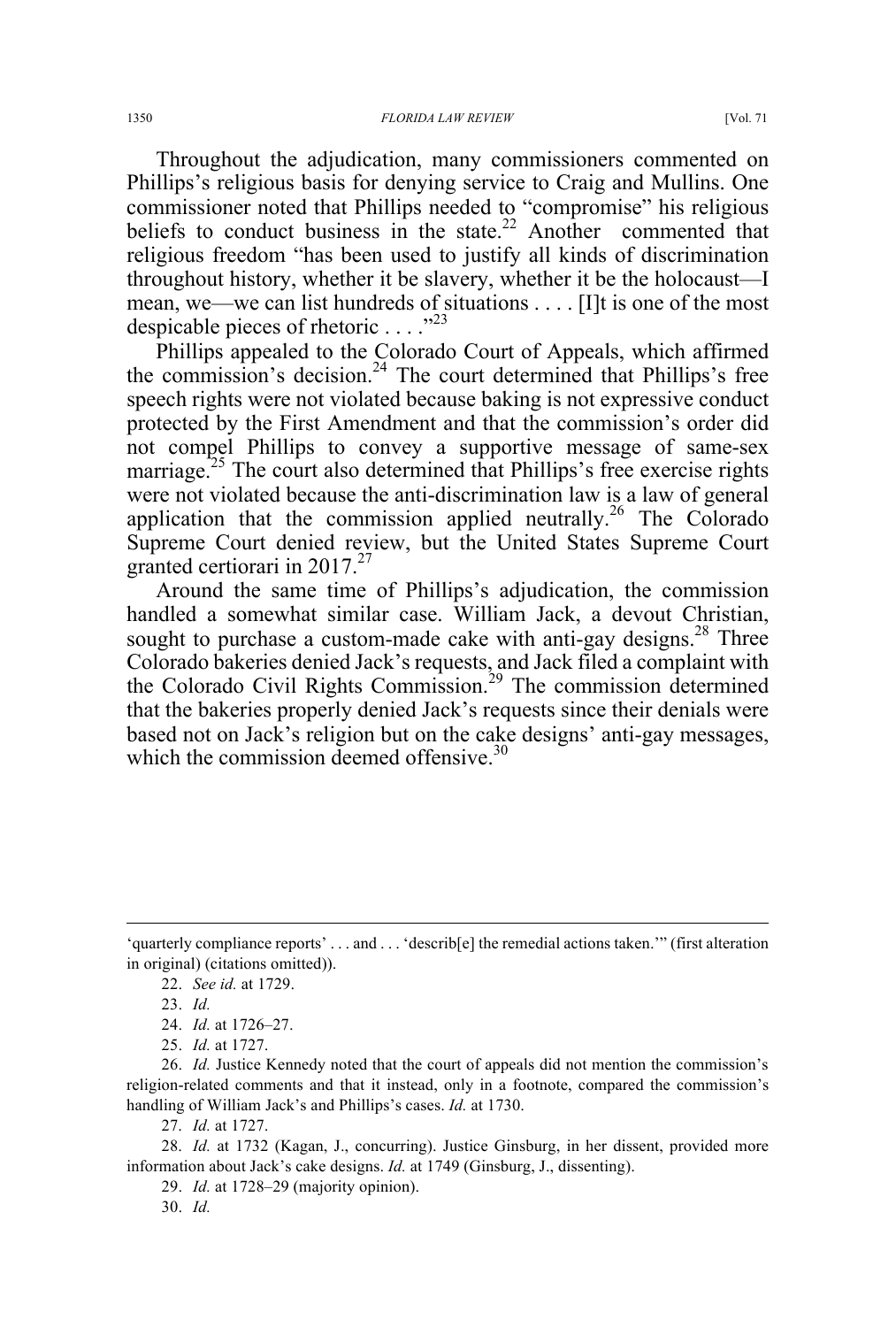Throughout the adjudication, many commissioners commented on Phillips's religious basis for denying service to Craig and Mullins. One commissioner noted that Phillips needed to "compromise" his religious beliefs to conduct business in the state.[22] Another commented that religious freedom "has been used to justify all kinds of discrimination throughout history, whether it be slavery, whether it be the holocaust—I mean, we—we can list hundreds of situations . . . . [I]t is one of the most despicable pieces of rhetoric . . . ."[23]

Phillips appealed to the Colorado Court of Appeals, which affirmed the commission's decision.[24] The court determined that Phillips's free speech rights were not violated because baking is not expressive conduct protected by the First Amendment and that the commission's order did not compel Phillips to convey a supportive message of same-sex marriage.[25] The court also determined that Phillips's free exercise rights were not violated because the anti-discrimination law is a law of general application that the commission applied neutrally.[26] The Colorado Supreme Court denied review, but the United States Supreme Court granted certiorari in 2017.[27]

Around the same time of Phillips's adjudication, the commission handled a somewhat similar case. William Jack, a devout Christian, sought to purchase a custom-made cake with anti-gay designs.[28] Three Colorado bakeries denied Jack's requests, and Jack filed a complaint with the Colorado Civil Rights Commission.[29] The commission determined that the bakeries properly denied Jack's requests since their denials were based not on Jack's religion but on the cake designs' anti-gay messages, which the commission deemed offensive.[30]

---

'quarterly compliance reports' . . . and . . . 'describ[e] the remedial actions taken.'" (first alteration in original) (citations omitted)).

22. *See id.* at 1729.

23. *Id.*

24. *Id.* at 1726–27.

25. *Id.* at 1727.

26. *Id.* Justice Kennedy noted that the court of appeals did not mention the commission's religion-related comments and that it instead, only in a footnote, compared the commission's handling of William Jack's and Phillips's cases. *Id.* at 1730.

27. *Id.* at 1727.

28. *Id.* at 1732 (Kagan, J., concurring). Justice Ginsburg, in her dissent, provided more information about Jack's cake designs. *Id.* at 1749 (Ginsburg, J., dissenting).

29. *Id.* at 1728–29 (majority opinion).

30. *Id.*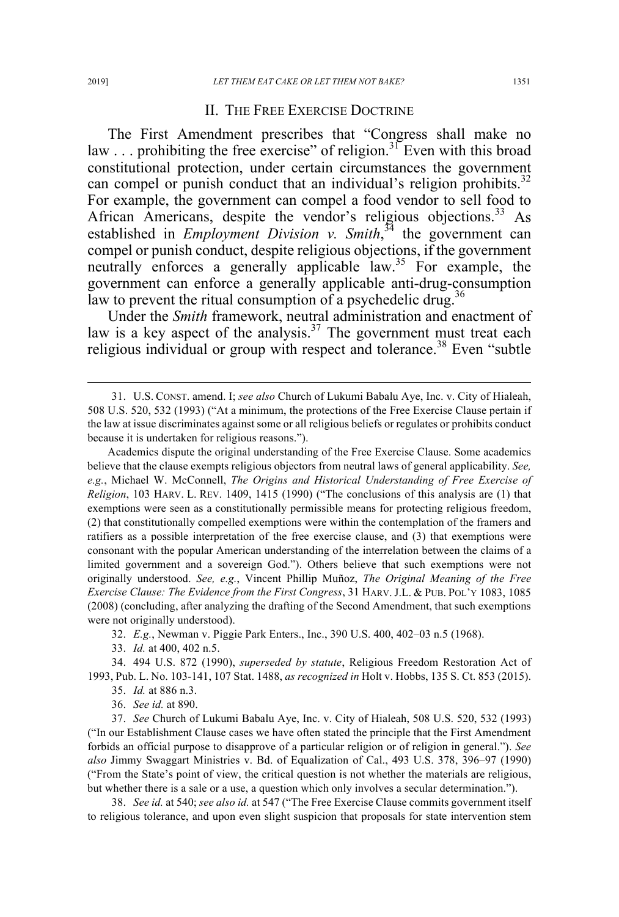## II. THE FREE EXERCISE DOCTRINE

The First Amendment prescribes that "Congress shall make no law . . . prohibiting the free exercise" of religion.[31] Even with this broad constitutional protection, under certain circumstances the government can compel or punish conduct that an individual's religion prohibits.[32] For example, the government can compel a food vendor to sell food to African Americans, despite the vendor's religious objections.[33] As established in *Employment Division v. Smith*,[34] the government can compel or punish conduct, despite religious objections, if the government neutrally enforces a generally applicable law.[35] For example, the government can enforce a generally applicable anti-drug-consumption law to prevent the ritual consumption of a psychedelic drug.[36]

Under the *Smith* framework, neutral administration and enactment of law is a key aspect of the analysis.[37] The government must treat each religious individual or group with respect and tolerance.[38] Even "subtle

---

31. U.S. CONST. amend. I; *see also* Church of Lukumi Babalu Aye, Inc. v. City of Hialeah, 508 U.S. 520, 532 (1993) ("At a minimum, the protections of the Free Exercise Clause pertain if the law at issue discriminates against some or all religious beliefs or regulates or prohibits conduct because it is undertaken for religious reasons.").

Academics dispute the original understanding of the Free Exercise Clause. Some academics believe that the clause exempts religious objectors from neutral laws of general applicability. *See, e.g.*, Michael W. McConnell, *The Origins and Historical Understanding of Free Exercise of Religion*, 103 HARV. L. REV. 1409, 1415 (1990) ("The conclusions of this analysis are (1) that exemptions were seen as a constitutionally permissible means for protecting religious freedom, (2) that constitutionally compelled exemptions were within the contemplation of the framers and ratifiers as a possible interpretation of the free exercise clause, and (3) that exemptions were consonant with the popular American understanding of the interrelation between the claims of a limited government and a sovereign God."). Others believe that such exemptions were not originally understood. *See, e.g.*, Vincent Phillip Muñoz, *The Original Meaning of the Free Exercise Clause: The Evidence from the First Congress*, 31 HARV. J.L. & PUB. POL'Y 1083, 1085 (2008) (concluding, after analyzing the drafting of the Second Amendment, that such exemptions were not originally understood).

32. *E.g.*, Newman v. Piggie Park Enters., Inc., 390 U.S. 400, 402–03 n.5 (1968).

33. *Id.* at 400, 402 n.5.

34. 494 U.S. 872 (1990), *superseded by statute*, Religious Freedom Restoration Act of 1993, Pub. L. No. 103-141, 107 Stat. 1488, *as recognized in* Holt v. Hobbs, 135 S. Ct. 853 (2015).

35. *Id.* at 886 n.3.

36. *See id.* at 890.

37. *See* Church of Lukumi Babalu Aye, Inc. v. City of Hialeah, 508 U.S. 520, 532 (1993) ("In our Establishment Clause cases we have often stated the principle that the First Amendment forbids an official purpose to disapprove of a particular religion or of religion in general."). *See also* Jimmy Swaggart Ministries v. Bd. of Equalization of Cal., 493 U.S. 378, 396–97 (1990) ("From the State's point of view, the critical question is not whether the materials are religious, but whether there is a sale or a use, a question which only involves a secular determination.").

38. *See id.* at 540; *see also id.* at 547 ("The Free Exercise Clause commits government itself to religious tolerance, and upon even slight suspicion that proposals for state intervention stem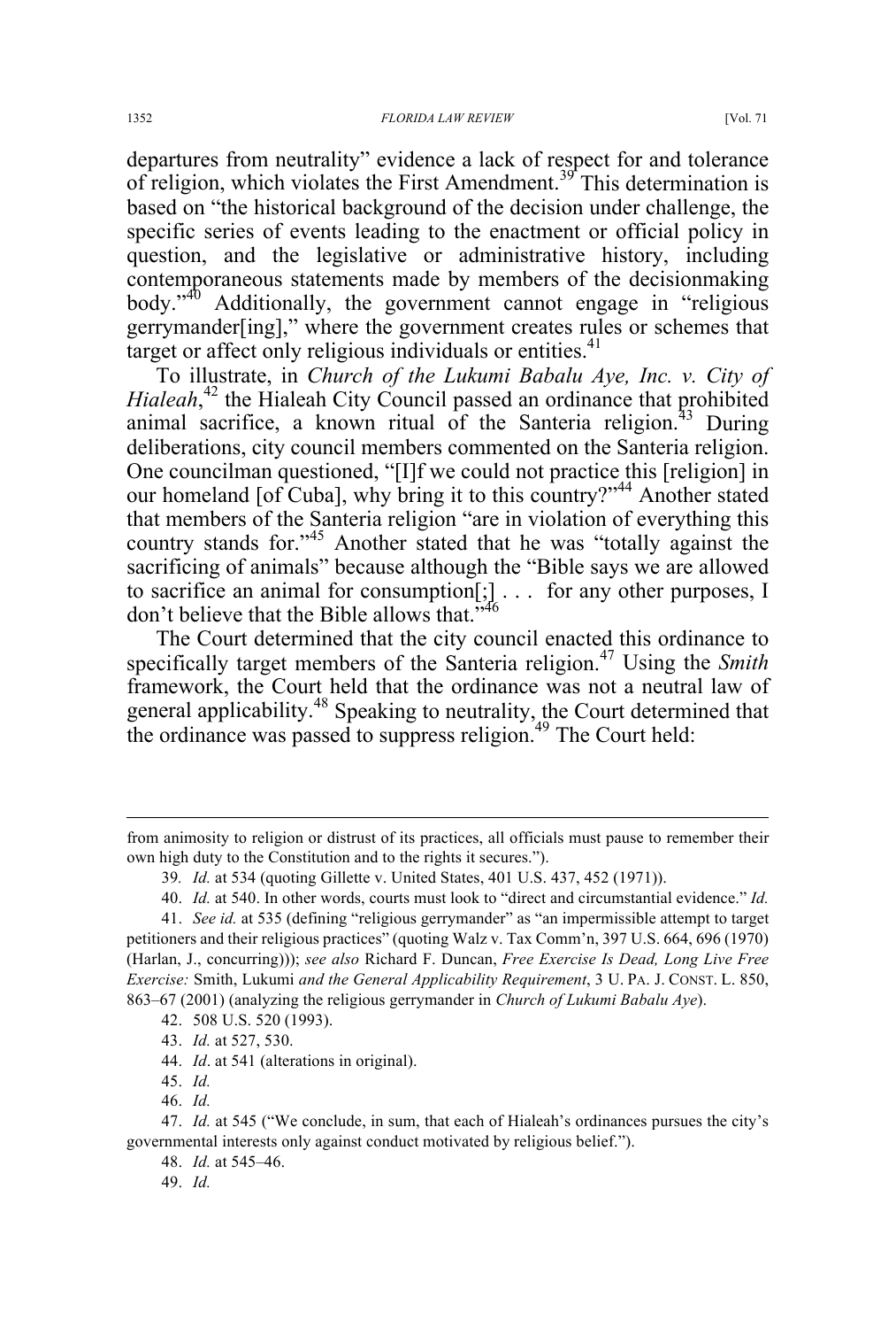departures from neutrality" evidence a lack of respect for and tolerance of religion, which violates the First Amendment.[39] This determination is based on "the historical background of the decision under challenge, the specific series of events leading to the enactment or official policy in question, and the legislative or administrative history, including contemporaneous statements made by members of the decisionmaking body."[40] Additionally, the government cannot engage in "religious gerrymander[ing]," where the government creates rules or schemes that target or affect only religious individuals or entities.[41]

To illustrate, in *Church of the Lukumi Babalu Aye, Inc. v. City of Hialeah*,[42] the Hialeah City Council passed an ordinance that prohibited animal sacrifice, a known ritual of the Santeria religion.[43] During deliberations, city council members commented on the Santeria religion. One councilman questioned, "[I]f we could not practice this [religion] in our homeland [of Cuba], why bring it to this country?"[44] Another stated that members of the Santeria religion "are in violation of everything this country stands for."[45] Another stated that he was "totally against the sacrificing of animals" because although the "Bible says we are allowed to sacrifice an animal for consumption[;] . . . for any other purposes, I don't believe that the Bible allows that."[46]

The Court determined that the city council enacted this ordinance to specifically target members of the Santeria religion.[47] Using the *Smith* framework, the Court held that the ordinance was not a neutral law of general applicability.[48] Speaking to neutrality, the Court determined that the ordinance was passed to suppress religion.[49] The Court held:

---

from animosity to religion or distrust of its practices, all officials must pause to remember their own high duty to the Constitution and to the rights it secures.").

39. *Id.* at 534 (quoting Gillette v. United States, 401 U.S. 437, 452 (1971)).

40. *Id.* at 540. In other words, courts must look to "direct and circumstantial evidence." *Id.*

41. *See id.* at 535 (defining "religious gerrymander" as "an impermissible attempt to target petitioners and their religious practices" (quoting Walz v. Tax Comm'n, 397 U.S. 664, 696 (1970) (Harlan, J., concurring))); *see also* Richard F. Duncan, *Free Exercise Is Dead, Long Live Free Exercise:* Smith, Lukumi *and the General Applicability Requirement*, 3 U. PA. J. CONST. L. 850, 863–67 (2001) (analyzing the religious gerrymander in *Church of Lukumi Babalu Aye*).

42. 508 U.S. 520 (1993).

43. *Id.* at 527, 530.

44. *Id*. at 541 (alterations in original).

45. *Id.*

46. *Id.*

47. *Id.* at 545 ("We conclude, in sum, that each of Hialeah's ordinances pursues the city's governmental interests only against conduct motivated by religious belief.").

48. *Id.* at 545–46.

49. *Id.*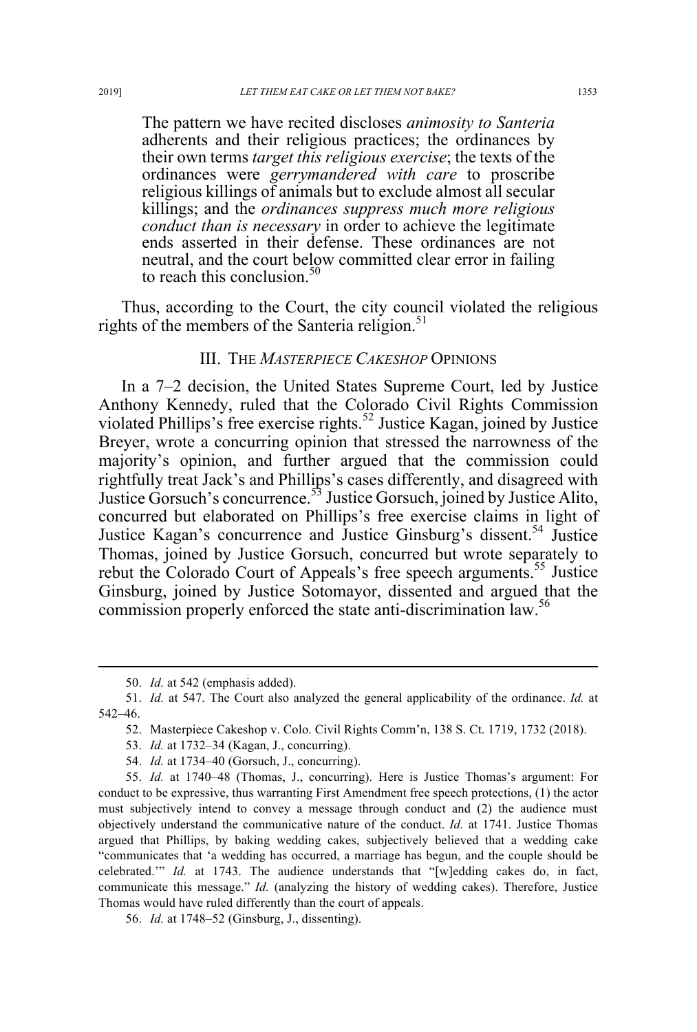The pattern we have recited discloses *animosity to Santeria* adherents and their religious practices; the ordinances by their own terms *target this religious exercise*; the texts of the ordinances were *gerrymandered with care* to proscribe religious killings of animals but to exclude almost all secular killings; and the *ordinances suppress much more religious conduct than is necessary* in order to achieve the legitimate ends asserted in their defense. These ordinances are not neutral, and the court below committed clear error in failing to reach this conclusion.[50]

Thus, according to the Court, the city council violated the religious rights of the members of the Santeria religion.[51]

## III. THE *MASTERPIECE CAKESHOP* OPINIONS

In a 7–2 decision, the United States Supreme Court, led by Justice Anthony Kennedy, ruled that the Colorado Civil Rights Commission violated Phillips's free exercise rights.[52] Justice Kagan, joined by Justice Breyer, wrote a concurring opinion that stressed the narrowness of the majority's opinion, and further argued that the commission could rightfully treat Jack's and Phillips's cases differently, and disagreed with Justice Gorsuch's concurrence.[53] Justice Gorsuch, joined by Justice Alito, concurred but elaborated on Phillips's free exercise claims in light of Justice Kagan's concurrence and Justice Ginsburg's dissent.[54] Justice Thomas, joined by Justice Gorsuch, concurred but wrote separately to rebut the Colorado Court of Appeals's free speech arguments.[55] Justice Ginsburg, joined by Justice Sotomayor, dissented and argued that the commission properly enforced the state anti-discrimination law.[56]

---

50. *Id.* at 542 (emphasis added).

51. *Id.* at 547. The Court also analyzed the general applicability of the ordinance. *Id.* at 542–46.

52. Masterpiece Cakeshop v. Colo. Civil Rights Comm'n, 138 S. Ct. 1719, 1732 (2018).

53. *Id.* at 1732–34 (Kagan, J., concurring).

54. *Id.* at 1734–40 (Gorsuch, J., concurring).

55. *Id.* at 1740–48 (Thomas, J., concurring). Here is Justice Thomas's argument: For conduct to be expressive, thus warranting First Amendment free speech protections, (1) the actor must subjectively intend to convey a message through conduct and (2) the audience must objectively understand the communicative nature of the conduct. *Id.* at 1741. Justice Thomas argued that Phillips, by baking wedding cakes, subjectively believed that a wedding cake "communicates that 'a wedding has occurred, a marriage has begun, and the couple should be celebrated.'" *Id.* at 1743. The audience understands that "[w]edding cakes do, in fact, communicate this message." *Id.* (analyzing the history of wedding cakes). Therefore, Justice Thomas would have ruled differently than the court of appeals.

56. *Id.* at 1748–52 (Ginsburg, J., dissenting).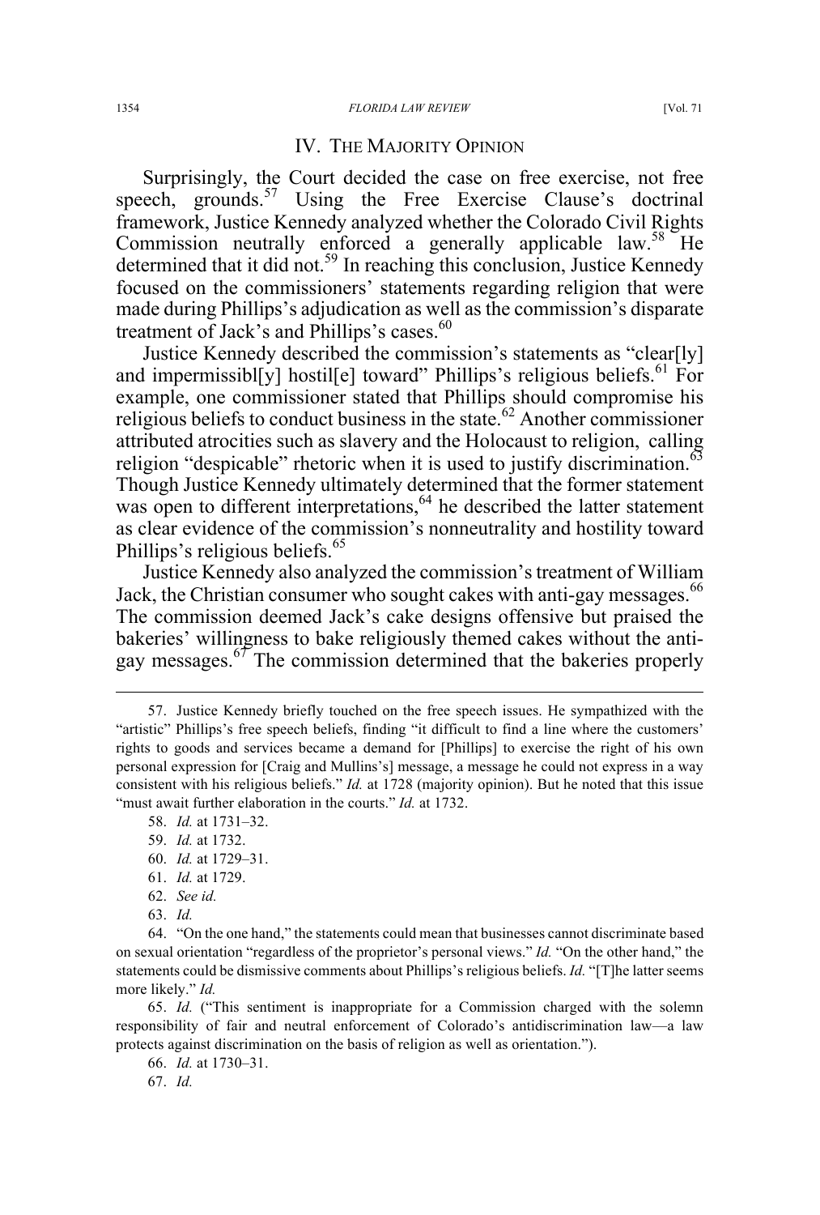## IV. THE MAJORITY OPINION

Surprisingly, the Court decided the case on free exercise, not free speech, grounds.[57] Using the Free Exercise Clause's doctrinal framework, Justice Kennedy analyzed whether the Colorado Civil Rights Commission neutrally enforced a generally applicable law.[58] He determined that it did not.[59] In reaching this conclusion, Justice Kennedy focused on the commissioners' statements regarding religion that were made during Phillips's adjudication as well as the commission's disparate treatment of Jack's and Phillips's cases.[60]

Justice Kennedy described the commission's statements as "clear[ly] and impermissibl[y] hostil[e] toward" Phillips's religious beliefs.[61] For example, one commissioner stated that Phillips should compromise his religious beliefs to conduct business in the state.[62] Another commissioner attributed atrocities such as slavery and the Holocaust to religion, calling religion "despicable" rhetoric when it is used to justify discrimination.[63] Though Justice Kennedy ultimately determined that the former statement was open to different interpretations,[64] he described the latter statement as clear evidence of the commission's nonneutrality and hostility toward Phillips's religious beliefs.[65]

Justice Kennedy also analyzed the commission's treatment of William Jack, the Christian consumer who sought cakes with anti-gay messages.[66] The commission deemed Jack's cake designs offensive but praised the bakeries' willingness to bake religiously themed cakes without the anti-gay messages.[67] The commission determined that the bakeries properly

---

57. Justice Kennedy briefly touched on the free speech issues. He sympathized with the "artistic" Phillips's free speech beliefs, finding "it difficult to find a line where the customers' rights to goods and services became a demand for [Phillips] to exercise the right of his own personal expression for [Craig and Mullins's] message, a message he could not express in a way consistent with his religious beliefs." *Id.* at 1728 (majority opinion). But he noted that this issue "must await further elaboration in the courts." *Id.* at 1732.

58. *Id.* at 1731–32.

59. *Id.* at 1732.

60. *Id.* at 1729–31.

61. *Id.* at 1729.

62. *See id.*

63. *Id.*

64. "On the one hand," the statements could mean that businesses cannot discriminate based on sexual orientation "regardless of the proprietor's personal views." *Id.* "On the other hand," the statements could be dismissive comments about Phillips's religious beliefs. *Id.* "[T]he latter seems more likely." *Id.*

65. *Id.* ("This sentiment is inappropriate for a Commission charged with the solemn responsibility of fair and neutral enforcement of Colorado's antidiscrimination law—a law protects against discrimination on the basis of religion as well as orientation.").

66. *Id.* at 1730–31.

67. *Id.*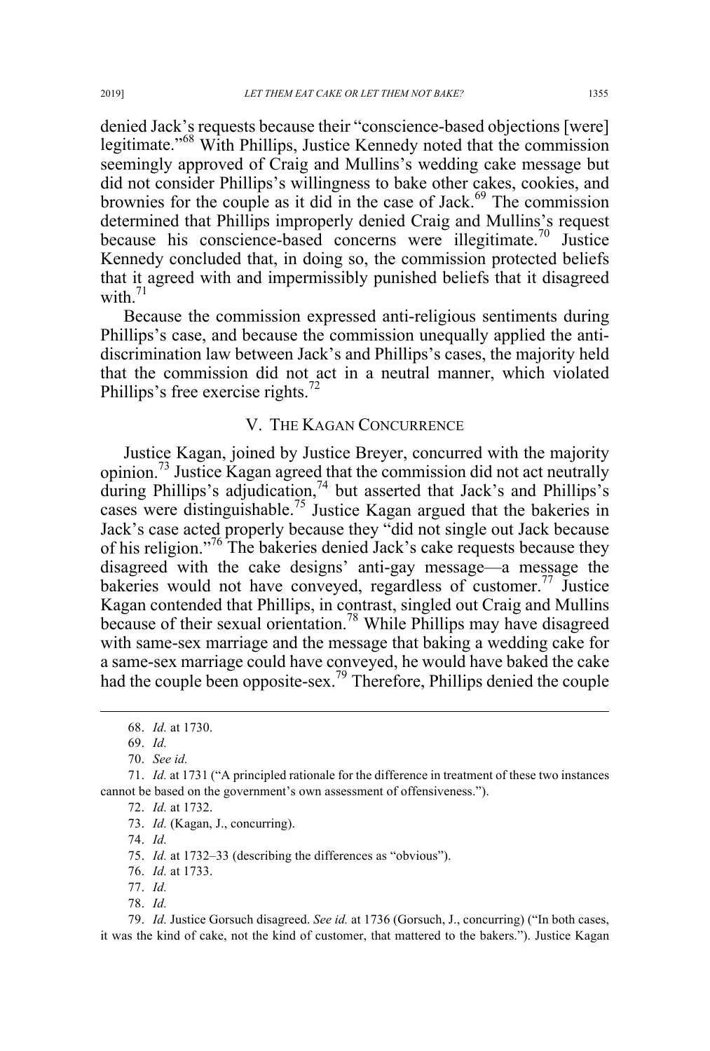denied Jack's requests because their "conscience-based objections [were] legitimate."[68] With Phillips, Justice Kennedy noted that the commission seemingly approved of Craig and Mullins's wedding cake message but did not consider Phillips's willingness to bake other cakes, cookies, and brownies for the couple as it did in the case of Jack.[69] The commission determined that Phillips improperly denied Craig and Mullins's request because his conscience-based concerns were illegitimate.[70] Justice Kennedy concluded that, in doing so, the commission protected beliefs that it agreed with and impermissibly punished beliefs that it disagreed with.[71]

Because the commission expressed anti-religious sentiments during Phillips's case, and because the commission unequally applied the anti-discrimination law between Jack's and Phillips's cases, the majority held that the commission did not act in a neutral manner, which violated Phillips's free exercise rights.[72]

## V. THE KAGAN CONCURRENCE

Justice Kagan, joined by Justice Breyer, concurred with the majority opinion.[73] Justice Kagan agreed that the commission did not act neutrally during Phillips's adjudication,[74] but asserted that Jack's and Phillips's cases were distinguishable.[75] Justice Kagan argued that the bakeries in Jack's case acted properly because they "did not single out Jack because of his religion."[76] The bakeries denied Jack's cake requests because they disagreed with the cake designs' anti-gay message—a message the bakeries would not have conveyed, regardless of customer.[77] Justice Kagan contended that Phillips, in contrast, singled out Craig and Mullins because of their sexual orientation.[78] While Phillips may have disagreed with same-sex marriage and the message that baking a wedding cake for a same-sex marriage could have conveyed, he would have baked the cake had the couple been opposite-sex.[79] Therefore, Phillips denied the couple

---

68. *Id.* at 1730.

69. *Id.*

70. *See id.*

71. *Id.* at 1731 ("A principled rationale for the difference in treatment of these two instances cannot be based on the government's own assessment of offensiveness.").

72. *Id.* at 1732.

73. *Id.* (Kagan, J., concurring).

74. *Id.*

75. *Id.* at 1732–33 (describing the differences as "obvious").

76. *Id.* at 1733.

77. *Id.*

78. *Id.*

79. *Id.* Justice Gorsuch disagreed. *See id.* at 1736 (Gorsuch, J., concurring) ("In both cases, it was the kind of cake, not the kind of customer, that mattered to the bakers."). Justice Kagan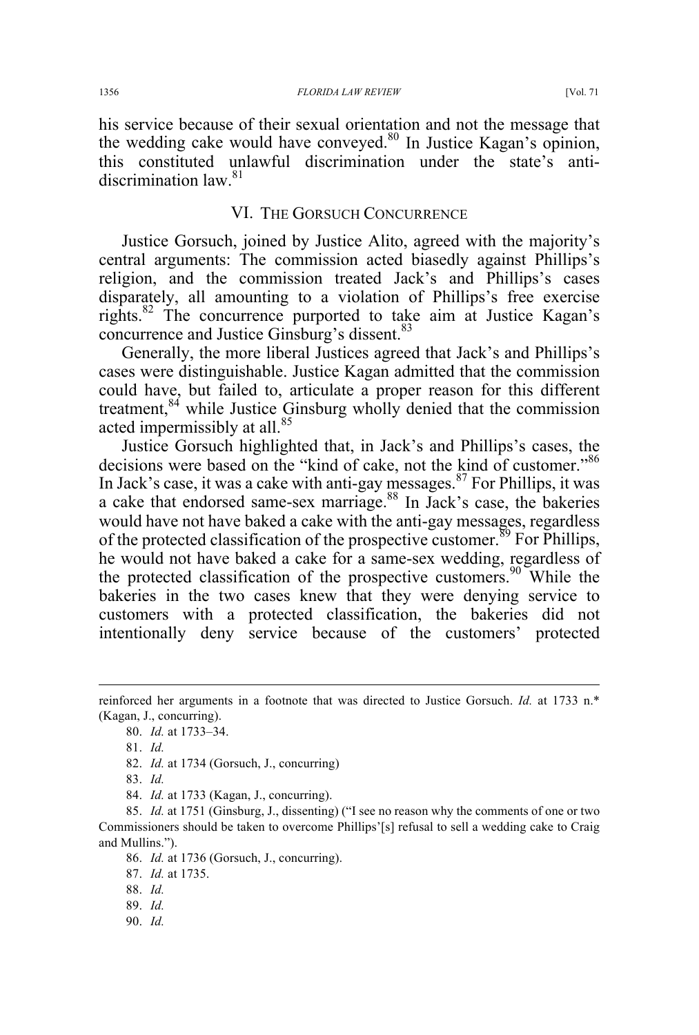his service because of their sexual orientation and not the message that the wedding cake would have conveyed.[80] In Justice Kagan's opinion, this constituted unlawful discrimination under the state's anti-discrimination law.[81]

## VI. THE GORSUCH CONCURRENCE

Justice Gorsuch, joined by Justice Alito, agreed with the majority's central arguments: The commission acted biasedly against Phillips's religion, and the commission treated Jack's and Phillips's cases disparately, all amounting to a violation of Phillips's free exercise rights.[82] The concurrence purported to take aim at Justice Kagan's concurrence and Justice Ginsburg's dissent.[83]

Generally, the more liberal Justices agreed that Jack's and Phillips's cases were distinguishable. Justice Kagan admitted that the commission could have, but failed to, articulate a proper reason for this different treatment,[84] while Justice Ginsburg wholly denied that the commission acted impermissibly at all.[85]

Justice Gorsuch highlighted that, in Jack's and Phillips's cases, the decisions were based on the "kind of cake, not the kind of customer."[86] In Jack's case, it was a cake with anti-gay messages.[87] For Phillips, it was a cake that endorsed same-sex marriage.[88] In Jack's case, the bakeries would have not have baked a cake with the anti-gay messages, regardless of the protected classification of the prospective customer.[89] For Phillips, he would not have baked a cake for a same-sex wedding, regardless of the protected classification of the prospective customers.[90] While the bakeries in the two cases knew that they were denying service to customers with a protected classification, the bakeries did not intentionally deny service because of the customers' protected

---

reinforced her arguments in a footnote that was directed to Justice Gorsuch. *Id.* at 1733 n.* (Kagan, J., concurring).

80. *Id.* at 1733–34.

81. *Id.*

82. *Id.* at 1734 (Gorsuch, J., concurring)

83. *Id.*

84. *Id.* at 1733 (Kagan, J., concurring).

85. *Id.* at 1751 (Ginsburg, J., dissenting) ("I see no reason why the comments of one or two Commissioners should be taken to overcome Phillips'[s] refusal to sell a wedding cake to Craig and Mullins.").

86. *Id.* at 1736 (Gorsuch, J., concurring).

87. *Id.* at 1735.

88. *Id.*

89. *Id.*

90. *Id.*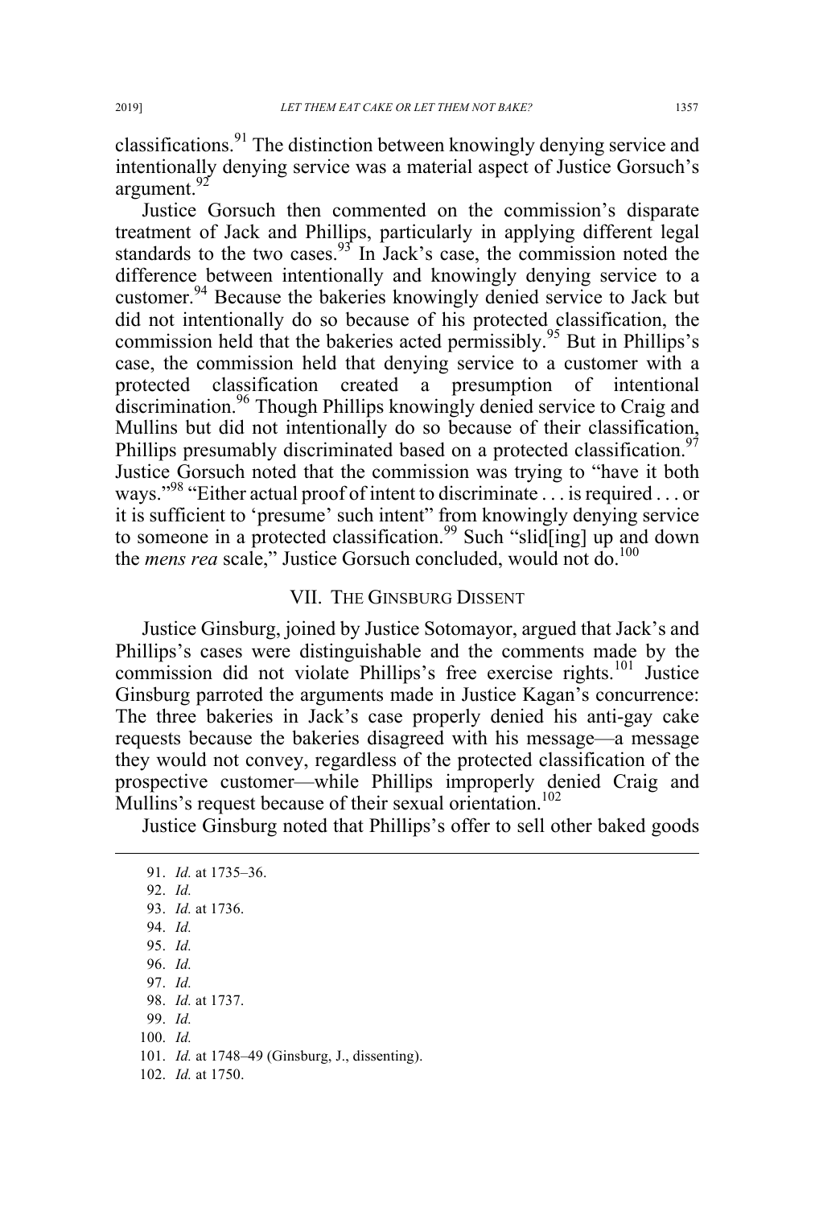classifications.[91] The distinction between knowingly denying service and intentionally denying service was a material aspect of Justice Gorsuch's argument.[92]

Justice Gorsuch then commented on the commission's disparate treatment of Jack and Phillips, particularly in applying different legal standards to the two cases.[93] In Jack's case, the commission noted the difference between intentionally and knowingly denying service to a customer.[94] Because the bakeries knowingly denied service to Jack but did not intentionally do so because of his protected classification, the commission held that the bakeries acted permissibly.[95] But in Phillips's case, the commission held that denying service to a customer with a protected classification created a presumption of intentional discrimination.[96] Though Phillips knowingly denied service to Craig and Mullins but did not intentionally do so because of their classification, Phillips presumably discriminated based on a protected classification.[97] Justice Gorsuch noted that the commission was trying to "have it both ways."[98] "Either actual proof of intent to discriminate . . . is required . . . or it is sufficient to 'presume' such intent" from knowingly denying service to someone in a protected classification.[99] Such "slid[ing] up and down the *mens rea* scale," Justice Gorsuch concluded, would not do.[100]

## VII. THE GINSBURG DISSENT

Justice Ginsburg, joined by Justice Sotomayor, argued that Jack's and Phillips's cases were distinguishable and the comments made by the commission did not violate Phillips's free exercise rights.[101] Justice Ginsburg parroted the arguments made in Justice Kagan's concurrence: The three bakeries in Jack's case properly denied his anti-gay cake requests because the bakeries disagreed with his message—a message they would not convey, regardless of the protected classification of the prospective customer—while Phillips improperly denied Craig and Mullins's request because of their sexual orientation.[102]

Justice Ginsburg noted that Phillips's offer to sell other baked goods

---

91. *Id.* at 1735–36.

92. *Id.*

93. *Id.* at 1736.

94. *Id.*

95. *Id.*

96. *Id.*

97. *Id.*

98. *Id.* at 1737.

99. *Id.*

100. *Id.*

101. *Id.* at 1748–49 (Ginsburg, J., dissenting).

102. *Id.* at 1750.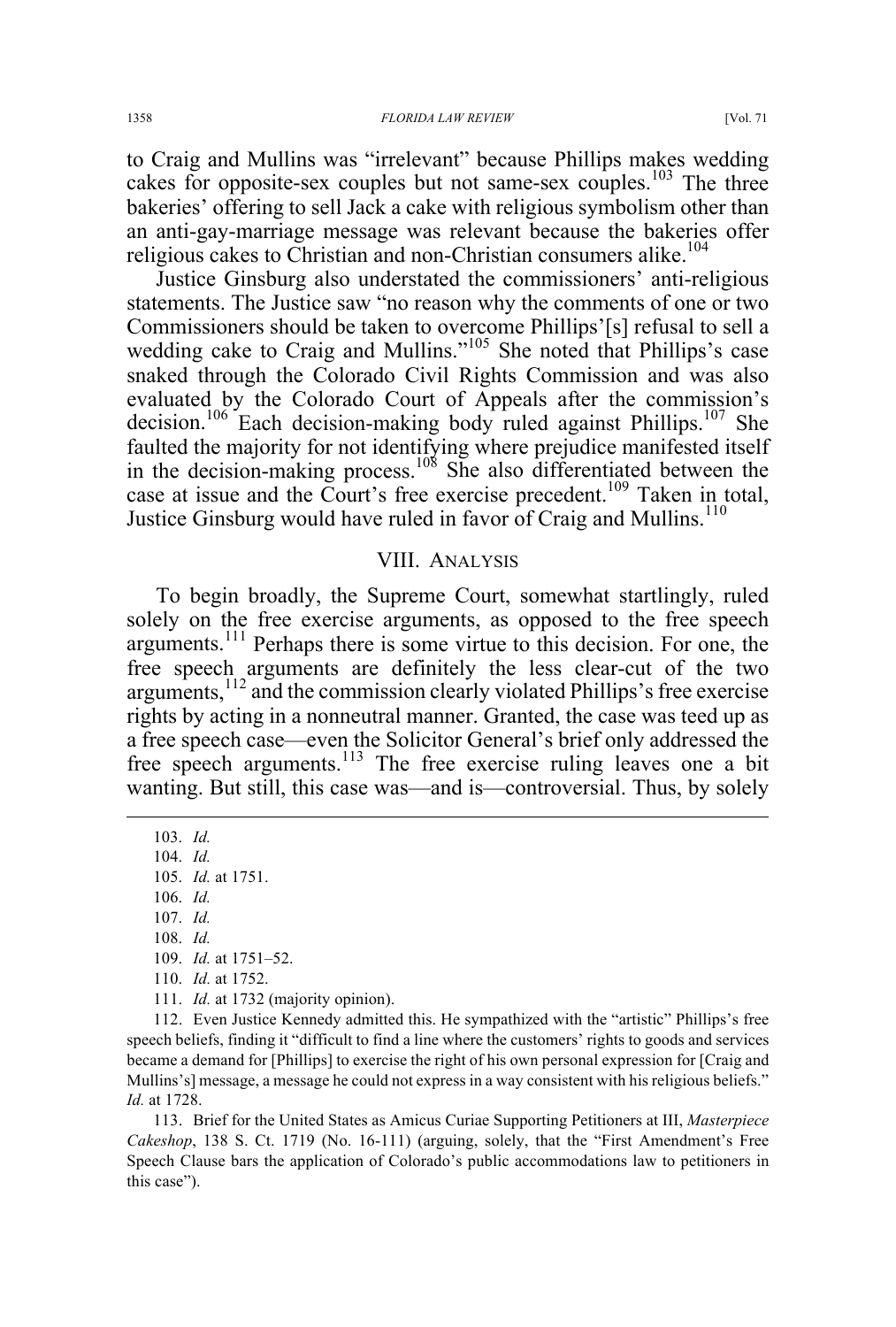to Craig and Mullins was "irrelevant" because Phillips makes wedding cakes for opposite-sex couples but not same-sex couples.[103] The three bakeries' offering to sell Jack a cake with religious symbolism other than an anti-gay-marriage message was relevant because the bakeries offer religious cakes to Christian and non-Christian consumers alike.[104]

Justice Ginsburg also understated the commissioners' anti-religious statements. The Justice saw "no reason why the comments of one or two Commissioners should be taken to overcome Phillips'[s] refusal to sell a wedding cake to Craig and Mullins."[105] She noted that Phillips's case snaked through the Colorado Civil Rights Commission and was also evaluated by the Colorado Court of Appeals after the commission's decision.[106] Each decision-making body ruled against Phillips.[107] She faulted the majority for not identifying where prejudice manifested itself in the decision-making process.[108] She also differentiated between the case at issue and the Court's free exercise precedent.[109] Taken in total, Justice Ginsburg would have ruled in favor of Craig and Mullins.[110]

## VIII. Analysis

To begin broadly, the Supreme Court, somewhat startlingly, ruled solely on the free exercise arguments, as opposed to the free speech arguments.[111] Perhaps there is some virtue to this decision. For one, the free speech arguments are definitely the less clear-cut of the two arguments,[112] and the commission clearly violated Phillips's free exercise rights by acting in a nonneutral manner. Granted, the case was teed up as a free speech case—even the Solicitor General's brief only addressed the free speech arguments.[113] The free exercise ruling leaves one a bit wanting. But still, this case was—and is—controversial. Thus, by solely

---

103. *Id.*

104. *Id.*

105. *Id.* at 1751.

106. *Id.*

107. *Id.*

108. *Id.*

109. *Id.* at 1751–52.

110. *Id.* at 1752.

111. *Id.* at 1732 (majority opinion).

112. Even Justice Kennedy admitted this. He sympathized with the "artistic" Phillips's free speech beliefs, finding it "difficult to find a line where the customers' rights to goods and services became a demand for [Phillips] to exercise the right of his own personal expression for [Craig and Mullins's] message, a message he could not express in a way consistent with his religious beliefs." *Id.* at 1728.

113. Brief for the United States as Amicus Curiae Supporting Petitioners at III, *Masterpiece Cakeshop*, 138 S. Ct. 1719 (No. 16-111) (arguing, solely, that the "First Amendment's Free Speech Clause bars the application of Colorado's public accommodations law to petitioners in this case").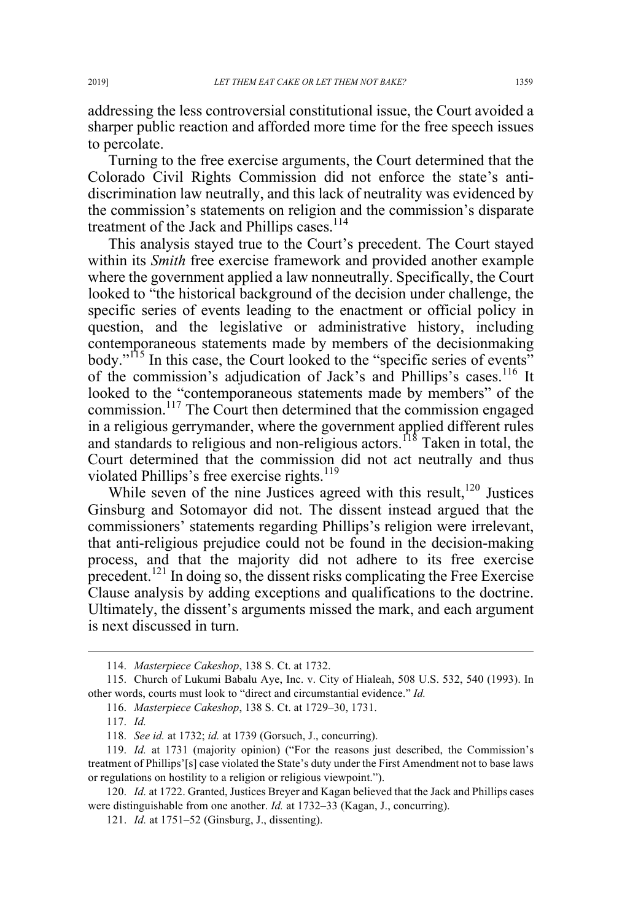addressing the less controversial constitutional issue, the Court avoided a sharper public reaction and afforded more time for the free speech issues to percolate.

Turning to the free exercise arguments, the Court determined that the Colorado Civil Rights Commission did not enforce the state's anti-discrimination law neutrally, and this lack of neutrality was evidenced by the commission's statements on religion and the commission's disparate treatment of the Jack and Phillips cases.[114]

This analysis stayed true to the Court's precedent. The Court stayed within its *Smith* free exercise framework and provided another example where the government applied a law nonneutrally. Specifically, the Court looked to "the historical background of the decision under challenge, the specific series of events leading to the enactment or official policy in question, and the legislative or administrative history, including contemporaneous statements made by members of the decisionmaking body."[115] In this case, the Court looked to the "specific series of events" of the commission's adjudication of Jack's and Phillips's cases.[116] It looked to the "contemporaneous statements made by members" of the commission.[117] The Court then determined that the commission engaged in a religious gerrymander, where the government applied different rules and standards to religious and non-religious actors.[118] Taken in total, the Court determined that the commission did not act neutrally and thus violated Phillips's free exercise rights.[119]

While seven of the nine Justices agreed with this result,[120] Justices Ginsburg and Sotomayor did not. The dissent instead argued that the commissioners' statements regarding Phillips's religion were irrelevant, that anti-religious prejudice could not be found in the decision-making process, and that the majority did not adhere to its free exercise precedent.[121] In doing so, the dissent risks complicating the Free Exercise Clause analysis by adding exceptions and qualifications to the doctrine. Ultimately, the dissent's arguments missed the mark, and each argument is next discussed in turn.

---

114. *Masterpiece Cakeshop*, 138 S. Ct. at 1732.

115. Church of Lukumi Babalu Aye, Inc. v. City of Hialeah, 508 U.S. 532, 540 (1993). In other words, courts must look to "direct and circumstantial evidence." *Id.*

116. *Masterpiece Cakeshop*, 138 S. Ct. at 1729–30, 1731.

117. *Id.*

118. *See id.* at 1732; *id.* at 1739 (Gorsuch, J., concurring).

119. *Id.* at 1731 (majority opinion) ("For the reasons just described, the Commission's treatment of Phillips'[s] case violated the State's duty under the First Amendment not to base laws or regulations on hostility to a religion or religious viewpoint.").

120. *Id.* at 1722. Granted, Justices Breyer and Kagan believed that the Jack and Phillips cases were distinguishable from one another. *Id.* at 1732–33 (Kagan, J., concurring).

121. *Id.* at 1751–52 (Ginsburg, J., dissenting).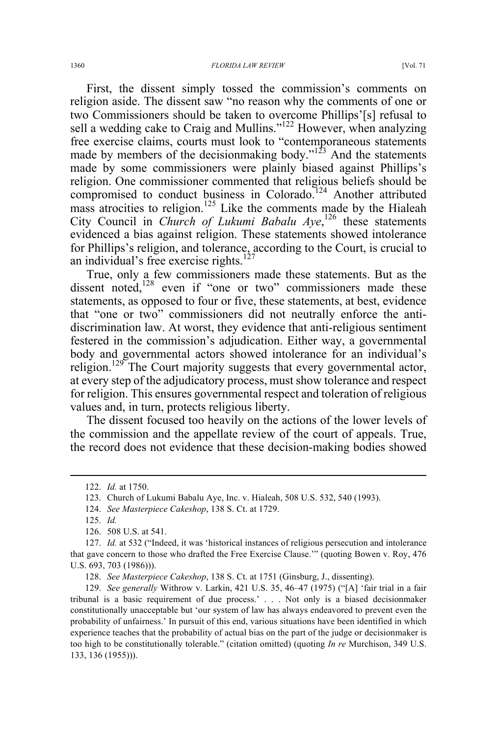First, the dissent simply tossed the commission's comments on religion aside. The dissent saw "no reason why the comments of one or two Commissioners should be taken to overcome Phillips'[s] refusal to sell a wedding cake to Craig and Mullins."[122] However, when analyzing free exercise claims, courts must look to "contemporaneous statements made by members of the decisionmaking body."[123] And the statements made by some commissioners were plainly biased against Phillips's religion. One commissioner commented that religious beliefs should be compromised to conduct business in Colorado.[124] Another attributed mass atrocities to religion.[125] Like the comments made by the Hialeah City Council in *Church of Lukumi Babalu Aye*,[126] these statements evidenced a bias against religion. These statements showed intolerance for Phillips's religion, and tolerance, according to the Court, is crucial to an individual's free exercise rights.[127]

True, only a few commissioners made these statements. But as the dissent noted,[128] even if "one or two" commissioners made these statements, as opposed to four or five, these statements, at best, evidence that "one or two" commissioners did not neutrally enforce the anti-discrimination law. At worst, they evidence that anti-religious sentiment festered in the commission's adjudication. Either way, a governmental body and governmental actors showed intolerance for an individual's religion.[129] The Court majority suggests that every governmental actor, at every step of the adjudicatory process, must show tolerance and respect for religion. This ensures governmental respect and toleration of religious values and, in turn, protects religious liberty.

The dissent focused too heavily on the actions of the lower levels of the commission and the appellate review of the court of appeals. True, the record does not evidence that these decision-making bodies showed

---

122. *Id.* at 1750.

123. Church of Lukumi Babalu Aye, Inc. v. Hialeah, 508 U.S. 532, 540 (1993).

124. *See Masterpiece Cakeshop*, 138 S. Ct. at 1729.

125. *Id.*

126. 508 U.S. at 541.

127. *Id.* at 532 ("Indeed, it was 'historical instances of religious persecution and intolerance that gave concern to those who drafted the Free Exercise Clause.'" (quoting Bowen v. Roy, 476 U.S. 693, 703 (1986))).

128. *See Masterpiece Cakeshop*, 138 S. Ct. at 1751 (Ginsburg, J., dissenting).

129. *See generally* Withrow v. Larkin, 421 U.S. 35, 46–47 (1975) ("[A] 'fair trial in a fair tribunal is a basic requirement of due process.' . . . Not only is a biased decisionmaker constitutionally unacceptable but 'our system of law has always endeavored to prevent even the probability of unfairness.' In pursuit of this end, various situations have been identified in which experience teaches that the probability of actual bias on the part of the judge or decisionmaker is too high to be constitutionally tolerable." (citation omitted) (quoting *In re* Murchison, 349 U.S. 133, 136 (1955))).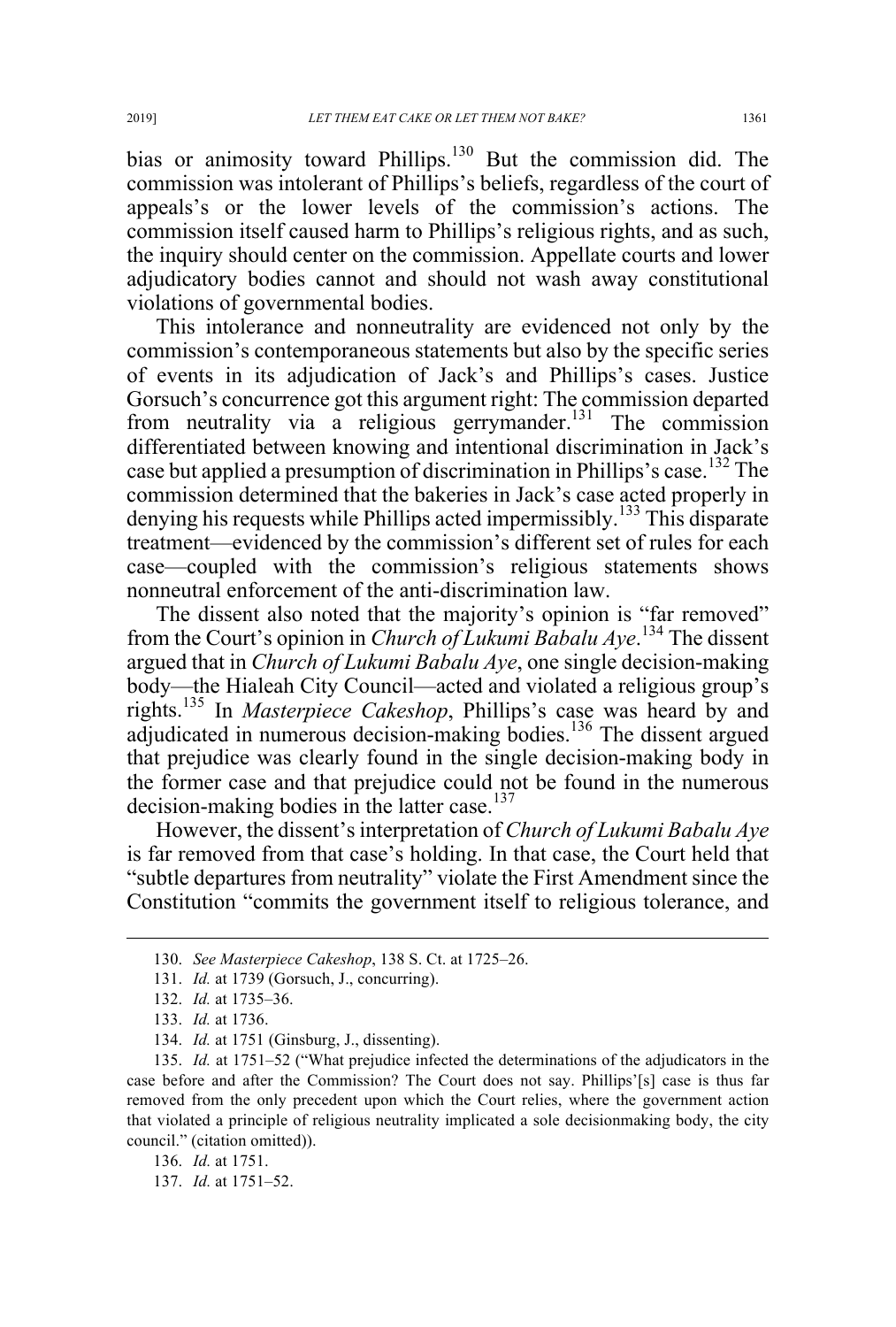bias or animosity toward Phillips.[130] But the commission did. The commission was intolerant of Phillips's beliefs, regardless of the court of appeals's or the lower levels of the commission's actions. The commission itself caused harm to Phillips's religious rights, and as such, the inquiry should center on the commission. Appellate courts and lower adjudicatory bodies cannot and should not wash away constitutional violations of governmental bodies.

This intolerance and nonneutrality are evidenced not only by the commission's contemporaneous statements but also by the specific series of events in its adjudication of Jack's and Phillips's cases. Justice Gorsuch's concurrence got this argument right: The commission departed from neutrality via a religious gerrymander.[131] The commission differentiated between knowing and intentional discrimination in Jack's case but applied a presumption of discrimination in Phillips's case.[132] The commission determined that the bakeries in Jack's case acted properly in denying his requests while Phillips acted impermissibly.[133] This disparate treatment—evidenced by the commission's different set of rules for each case—coupled with the commission's religious statements shows nonneutral enforcement of the anti-discrimination law.

The dissent also noted that the majority's opinion is "far removed" from the Court's opinion in *Church of Lukumi Babalu Aye*.[134] The dissent argued that in *Church of Lukumi Babalu Aye*, one single decision-making body—the Hialeah City Council—acted and violated a religious group's rights.[135] In *Masterpiece Cakeshop*, Phillips's case was heard by and adjudicated in numerous decision-making bodies.[136] The dissent argued that prejudice was clearly found in the single decision-making body in the former case and that prejudice could not be found in the numerous decision-making bodies in the latter case.[137]

However, the dissent's interpretation of *Church of Lukumi Babalu Aye* is far removed from that case's holding. In that case, the Court held that "subtle departures from neutrality" violate the First Amendment since the Constitution "commits the government itself to religious tolerance, and

---

130. *See Masterpiece Cakeshop*, 138 S. Ct. at 1725–26.

131. *Id.* at 1739 (Gorsuch, J., concurring).

132. *Id.* at 1735–36.

133. *Id.* at 1736.

134. *Id.* at 1751 (Ginsburg, J., dissenting).

135. *Id.* at 1751–52 ("What prejudice infected the determinations of the adjudicators in the case before and after the Commission? The Court does not say. Phillips'[s] case is thus far removed from the only precedent upon which the Court relies, where the government action that violated a principle of religious neutrality implicated a sole decisionmaking body, the city council." (citation omitted)).

136. *Id.* at 1751.

137. *Id.* at 1751–52.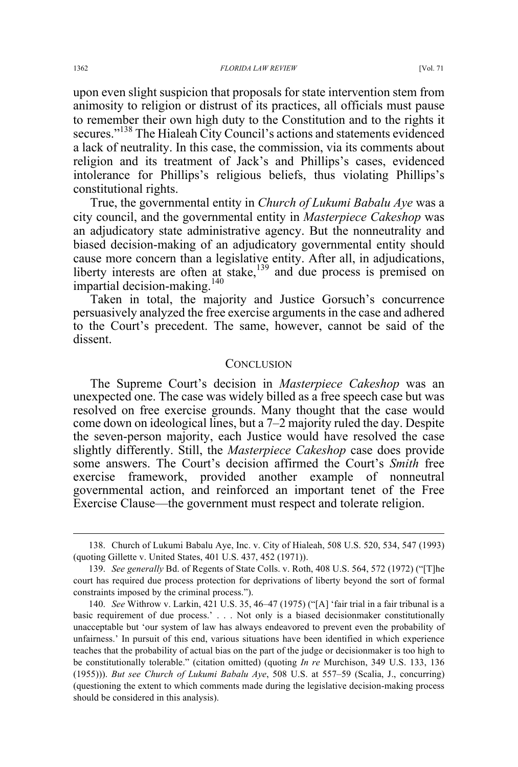upon even slight suspicion that proposals for state intervention stem from animosity to religion or distrust of its practices, all officials must pause to remember their own high duty to the Constitution and to the rights it secures."[138] The Hialeah City Council's actions and statements evidenced a lack of neutrality. In this case, the commission, via its comments about religion and its treatment of Jack's and Phillips's cases, evidenced intolerance for Phillips's religious beliefs, thus violating Phillips's constitutional rights.

True, the governmental entity in *Church of Lukumi Babalu Aye* was a city council, and the governmental entity in *Masterpiece Cakeshop* was an adjudicatory state administrative agency. But the nonneutrality and biased decision-making of an adjudicatory governmental entity should cause more concern than a legislative entity. After all, in adjudications, liberty interests are often at stake,[139] and due process is premised on impartial decision-making.[140]

Taken in total, the majority and Justice Gorsuch's concurrence persuasively analyzed the free exercise arguments in the case and adhered to the Court's precedent. The same, however, cannot be said of the dissent.

## CONCLUSION

The Supreme Court's decision in *Masterpiece Cakeshop* was an unexpected one. The case was widely billed as a free speech case but was resolved on free exercise grounds. Many thought that the case would come down on ideological lines, but a 7–2 majority ruled the day. Despite the seven-person majority, each Justice would have resolved the case slightly differently. Still, the *Masterpiece Cakeshop* case does provide some answers. The Court's decision affirmed the Court's *Smith* free exercise framework, provided another example of nonneutral governmental action, and reinforced an important tenet of the Free Exercise Clause—the government must respect and tolerate religion.

---

138. Church of Lukumi Babalu Aye, Inc. v. City of Hialeah, 508 U.S. 520, 534, 547 (1993) (quoting Gillette v. United States, 401 U.S. 437, 452 (1971)).

139. *See generally* Bd. of Regents of State Colls. v. Roth, 408 U.S. 564, 572 (1972) ("[T]he court has required due process protection for deprivations of liberty beyond the sort of formal constraints imposed by the criminal process.").

140. *See* Withrow v. Larkin, 421 U.S. 35, 46–47 (1975) ("[A] 'fair trial in a fair tribunal is a basic requirement of due process.' . . . Not only is a biased decisionmaker constitutionally unacceptable but 'our system of law has always endeavored to prevent even the probability of unfairness.' In pursuit of this end, various situations have been identified in which experience teaches that the probability of actual bias on the part of the judge or decisionmaker is too high to be constitutionally tolerable." (citation omitted) (quoting *In re* Murchison, 349 U.S. 133, 136 (1955))). *But see Church of Lukumi Babalu Aye*, 508 U.S. at 557–59 (Scalia, J., concurring) (questioning the extent to which comments made during the legislative decision-making process should be considered in this analysis).